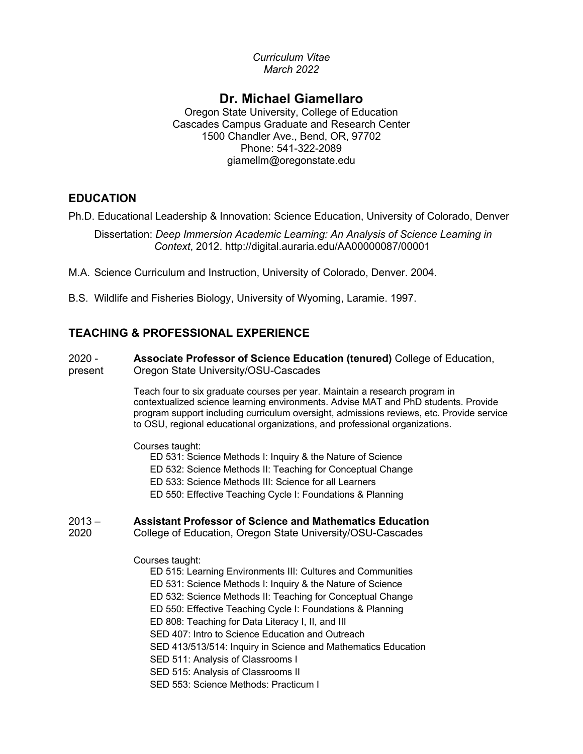*Curriculum Vitae*
*March 2022*

# Dr. Michael Giamellaro

Oregon State University, College of Education
Cascades Campus Graduate and Research Center
1500 Chandler Ave., Bend, OR, 97702
Phone: 541-322-2089
giamellm@oregonstate.edu

## EDUCATION

Ph.D. Educational Leadership & Innovation: Science Education, University of Colorado, Denver

Dissertation: *Deep Immersion Academic Learning: An Analysis of Science Learning in Context*, 2012. http://digital.auraria.edu/AA00000087/00001

M.A. Science Curriculum and Instruction, University of Colorado, Denver. 2004.

B.S. Wildlife and Fisheries Biology, University of Wyoming, Laramie. 1997.

## TEACHING & PROFESSIONAL EXPERIENCE

2020 - present **Associate Professor of Science Education (tenured)** College of Education, Oregon State University/OSU-Cascades

Teach four to six graduate courses per year. Maintain a research program in contextualized science learning environments. Advise MAT and PhD students. Provide program support including curriculum oversight, admissions reviews, etc. Provide service to OSU, regional educational organizations, and professional organizations.

Courses taught:
- ED 531: Science Methods I: Inquiry & the Nature of Science
- ED 532: Science Methods II: Teaching for Conceptual Change
- ED 533: Science Methods III: Science for all Learners
- ED 550: Effective Teaching Cycle I: Foundations & Planning

2013 – 2020 **Assistant Professor of Science and Mathematics Education**
College of Education, Oregon State University/OSU-Cascades

Courses taught:
- ED 515: Learning Environments III: Cultures and Communities
- ED 531: Science Methods I: Inquiry & the Nature of Science
- ED 532: Science Methods II: Teaching for Conceptual Change
- ED 550: Effective Teaching Cycle I: Foundations & Planning
- ED 808: Teaching for Data Literacy I, II, and III
- SED 407: Intro to Science Education and Outreach
- SED 413/513/514: Inquiry in Science and Mathematics Education
- SED 511: Analysis of Classrooms I
- SED 515: Analysis of Classrooms II
- SED 553: Science Methods: Practicum I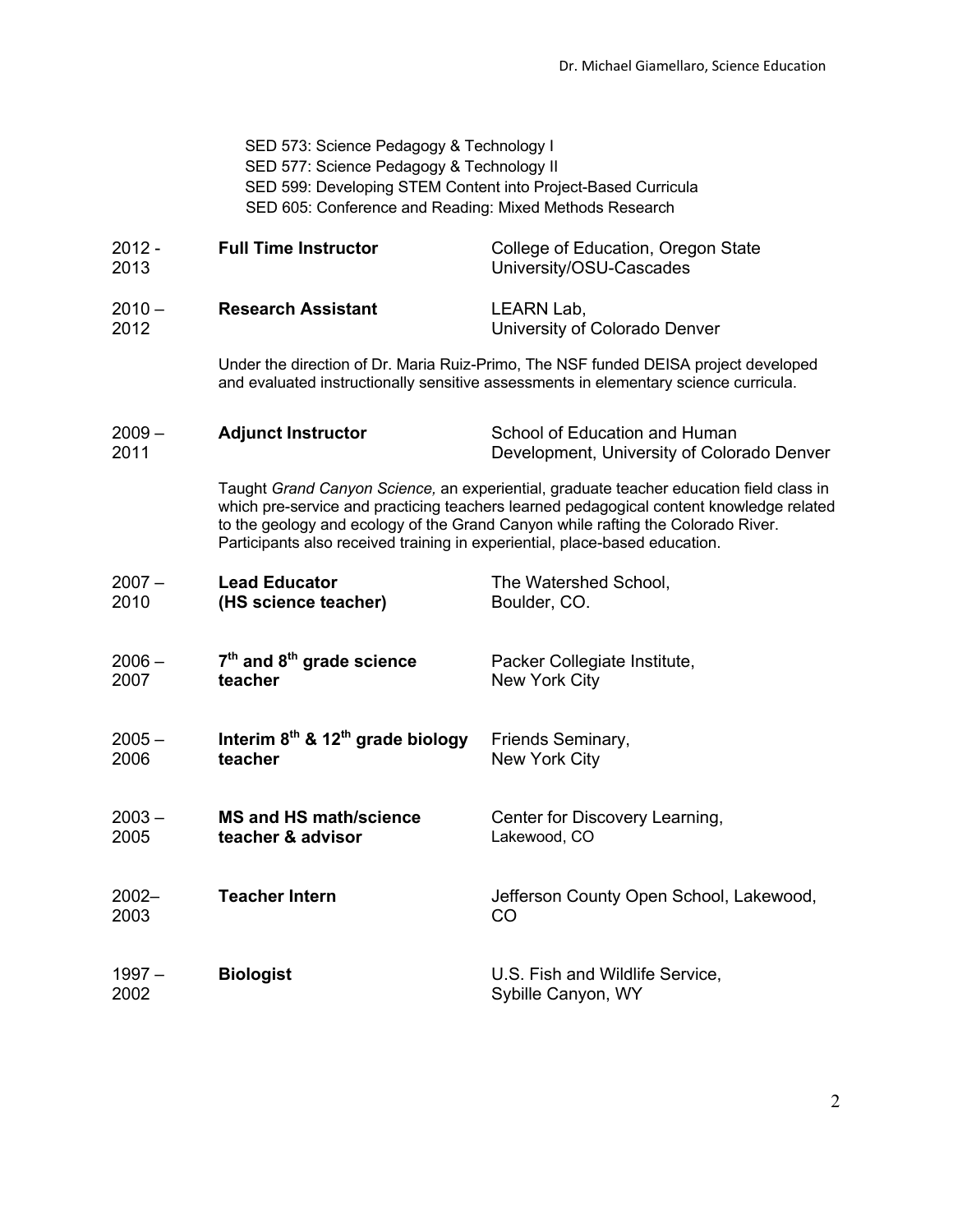SED 573: Science Pedagogy & Technology I
SED 577: Science Pedagogy & Technology II
SED 599: Developing STEM Content into Project-Based Curricula
SED 605: Conference and Reading: Mixed Methods Research

2012 - 2013 **Full Time Instructor** College of Education, Oregon State University/OSU-Cascades

2010 – 2012 **Research Assistant** LEARN Lab, University of Colorado Denver

Under the direction of Dr. Maria Ruiz-Primo, The NSF funded DEISA project developed and evaluated instructionally sensitive assessments in elementary science curricula.

2009 – 2011 **Adjunct Instructor** School of Education and Human Development, University of Colorado Denver

Taught *Grand Canyon Science,* an experiential, graduate teacher education field class in which pre-service and practicing teachers learned pedagogical content knowledge related to the geology and ecology of the Grand Canyon while rafting the Colorado River. Participants also received training in experiential, place-based education.

2007 – 2010 **Lead Educator (HS science teacher)** The Watershed School, Boulder, CO.

2006 – 2007 **7th and 8th grade science teacher** Packer Collegiate Institute, New York City

2005 – 2006 **Interim 8th & 12th grade biology teacher** Friends Seminary, New York City

2003 – 2005 **MS and HS math/science teacher & advisor** Center for Discovery Learning, Lakewood, CO

2002– 2003 **Teacher Intern** Jefferson County Open School, Lakewood, CO

1997 – 2002 **Biologist** U.S. Fish and Wildlife Service, Sybille Canyon, WY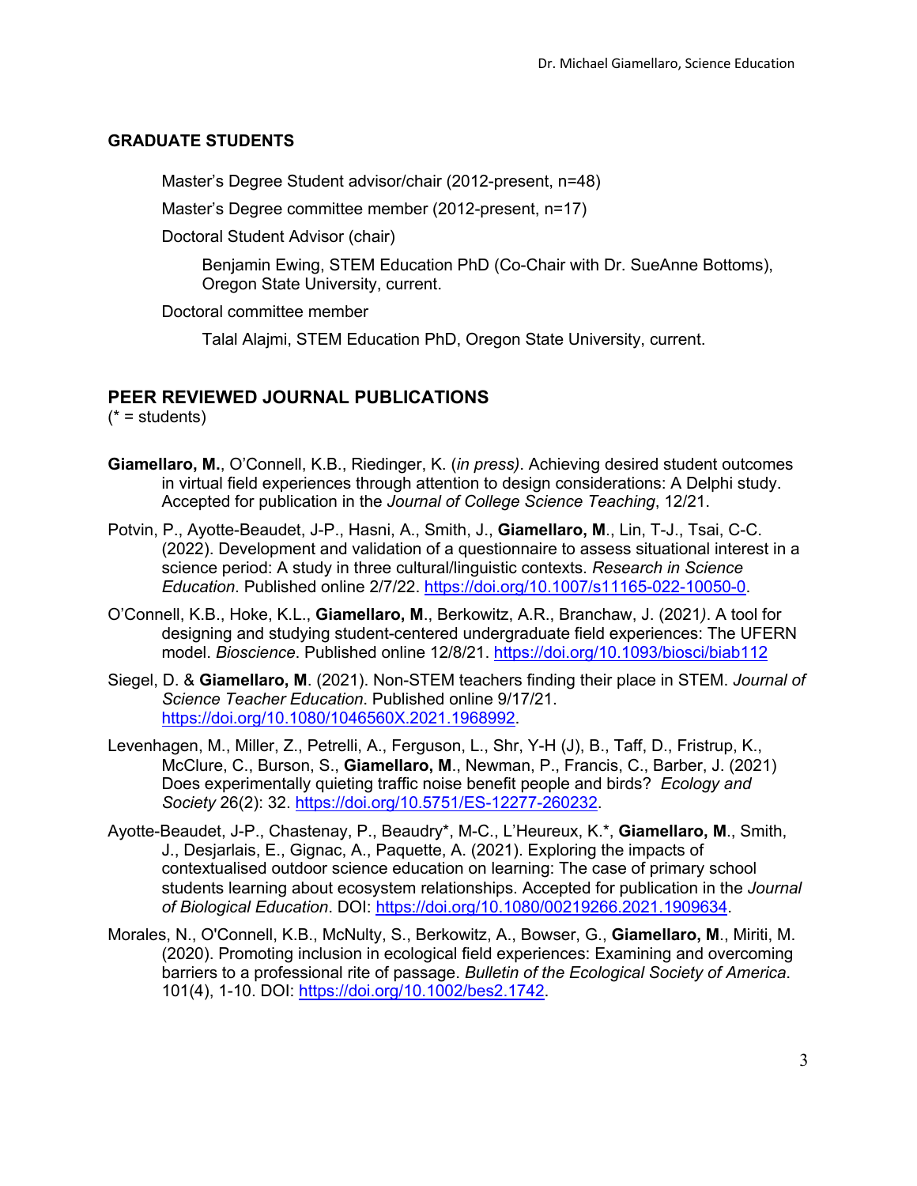## GRADUATE STUDENTS

Master's Degree Student advisor/chair (2012-present, n=48)

Master's Degree committee member (2012-present, n=17)

Doctoral Student Advisor (chair)

Benjamin Ewing, STEM Education PhD (Co-Chair with Dr. SueAnne Bottoms), Oregon State University, current.

Doctoral committee member

Talal Alajmi, STEM Education PhD, Oregon State University, current.

## PEER REVIEWED JOURNAL PUBLICATIONS

(* = students)

**Giamellaro, M.**, O'Connell, K.B., Riedinger, K. (*in press)*. Achieving desired student outcomes in virtual field experiences through attention to design considerations: A Delphi study. Accepted for publication in the *Journal of College Science Teaching*, 12/21.

Potvin, P., Ayotte-Beaudet, J-P., Hasni, A., Smith, J., **Giamellaro, M**., Lin, T-J., Tsai, C-C. (2022). Development and validation of a questionnaire to assess situational interest in a science period: A study in three cultural/linguistic contexts. *Research in Science Education*. Published online 2/7/22. https://doi.org/10.1007/s11165-022-10050-0.

O'Connell, K.B., Hoke, K.L., **Giamellaro, M**., Berkowitz, A.R., Branchaw, J. (2021*)*. A tool for designing and studying student-centered undergraduate field experiences: The UFERN model. *Bioscience*. Published online 12/8/21. https://doi.org/10.1093/biosci/biab112

Siegel, D. & **Giamellaro, M**. (2021). Non-STEM teachers finding their place in STEM. *Journal of Science Teacher Education*. Published online 9/17/21. https://doi.org/10.1080/1046560X.2021.1968992.

Levenhagen, M., Miller, Z., Petrelli, A., Ferguson, L., Shr, Y-H (J), B., Taff, D., Fristrup, K., McClure, C., Burson, S., **Giamellaro, M**., Newman, P., Francis, C., Barber, J. (2021) Does experimentally quieting traffic noise benefit people and birds? *Ecology and Society* 26(2): 32. https://doi.org/10.5751/ES-12277-260232.

Ayotte-Beaudet, J-P., Chastenay, P., Beaudry*, M-C., L'Heureux, K.*, **Giamellaro, M**., Smith, J., Desjarlais, E., Gignac, A., Paquette, A. (2021). Exploring the impacts of contextualised outdoor science education on learning: The case of primary school students learning about ecosystem relationships. Accepted for publication in the *Journal of Biological Education*. DOI: https://doi.org/10.1080/00219266.2021.1909634.

Morales, N., O'Connell, K.B., McNulty, S., Berkowitz, A., Bowser, G., **Giamellaro, M**., Miriti, M. (2020). Promoting inclusion in ecological field experiences: Examining and overcoming barriers to a professional rite of passage. *Bulletin of the Ecological Society of America*. 101(4), 1-10. DOI: https://doi.org/10.1002/bes2.1742.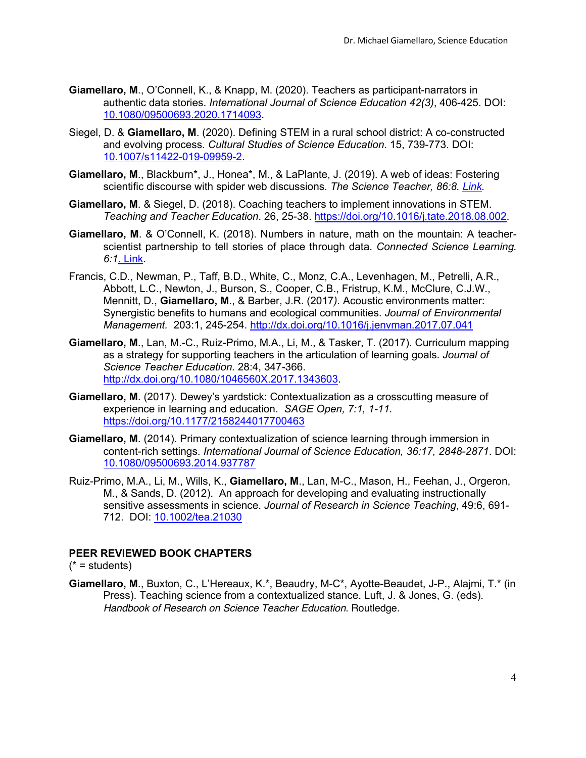**Giamellaro, M**., O'Connell, K., & Knapp, M. (2020). Teachers as participant-narrators in authentic data stories. *International Journal of Science Education 42(3)*, 406-425. DOI: [10.1080/09500693.2020.1714093](https://doi.org/10.1080/09500693.2020.1714093).

Siegel, D. & **Giamellaro, M**. (2020). Defining STEM in a rural school district: A co-constructed and evolving process. *Cultural Studies of Science Education*. 15, 739-773. DOI: [10.1007/s11422-019-09959-2](https://doi.org/10.1007/s11422-019-09959-2).

**Giamellaro, M**., Blackburn*, J., Honea*, M., & LaPlante, J. (2019). A web of ideas: Fostering scientific discourse with spider web discussions. *The Science Teacher, 86:8. Link.*

**Giamellaro, M**. & Siegel, D. (2018). Coaching teachers to implement innovations in STEM. *Teaching and Teacher Education*. 26, 25-38. https://doi.org/10.1016/j.tate.2018.08.002.

**Giamellaro, M**. & O'Connell, K. (2018). Numbers in nature, math on the mountain: A teacher-scientist partnership to tell stories of place through data. *Connected Science Learning. 6:1.* Link.

Francis, C.D., Newman, P., Taff, B.D., White, C., Monz, C.A., Levenhagen, M., Petrelli, A.R., Abbott, L.C., Newton, J., Burson, S., Cooper, C.B., Fristrup, K.M., McClure, C.J.W., Mennitt, D., **Giamellaro, M**., & Barber, J.R. (2017*).* Acoustic environments matter: Synergistic benefits to humans and ecological communities. *Journal of Environmental Management.* 203:1, 245-254. http://dx.doi.org/10.1016/j.jenvman.2017.07.041

**Giamellaro, M**., Lan, M.-C., Ruiz-Primo, M.A., Li, M., & Tasker, T. (2017). Curriculum mapping as a strategy for supporting teachers in the articulation of learning goals. *Journal of Science Teacher Education.* 28:4, 347-366. http://dx.doi.org/10.1080/1046560X.2017.1343603.

**Giamellaro, M**. (2017). Dewey's yardstick: Contextualization as a crosscutting measure of experience in learning and education. *SAGE Open, 7:1, 1-11.* https://doi.org/10.1177/2158244017700463

**Giamellaro, M**. (2014). Primary contextualization of science learning through immersion in content-rich settings. *International Journal of Science Education, 36:17, 2848-2871*. DOI: [10.1080/09500693.2014.937787](https://doi.org/10.1080/09500693.2014.937787)

Ruiz-Primo, M.A., Li, M., Wills, K., **Giamellaro, M**., Lan, M-C., Mason, H., Feehan, J., Orgeron, M., & Sands, D. (2012). An approach for developing and evaluating instructionally sensitive assessments in science. *Journal of Research in Science Teaching*, 49:6, 691-712. DOI: [10.1002/tea.21030](https://doi.org/10.1002/tea.21030)

## PEER REVIEWED BOOK CHAPTERS

(* = students)

**Giamellaro, M**., Buxton, C., L'Hereaux, K.*, Beaudry, M-C*, Ayotte-Beaudet, J-P., Alajmi, T.* (in Press). Teaching science from a contextualized stance. Luft, J. & Jones, G. (eds). *Handbook of Research on Science Teacher Education.* Routledge.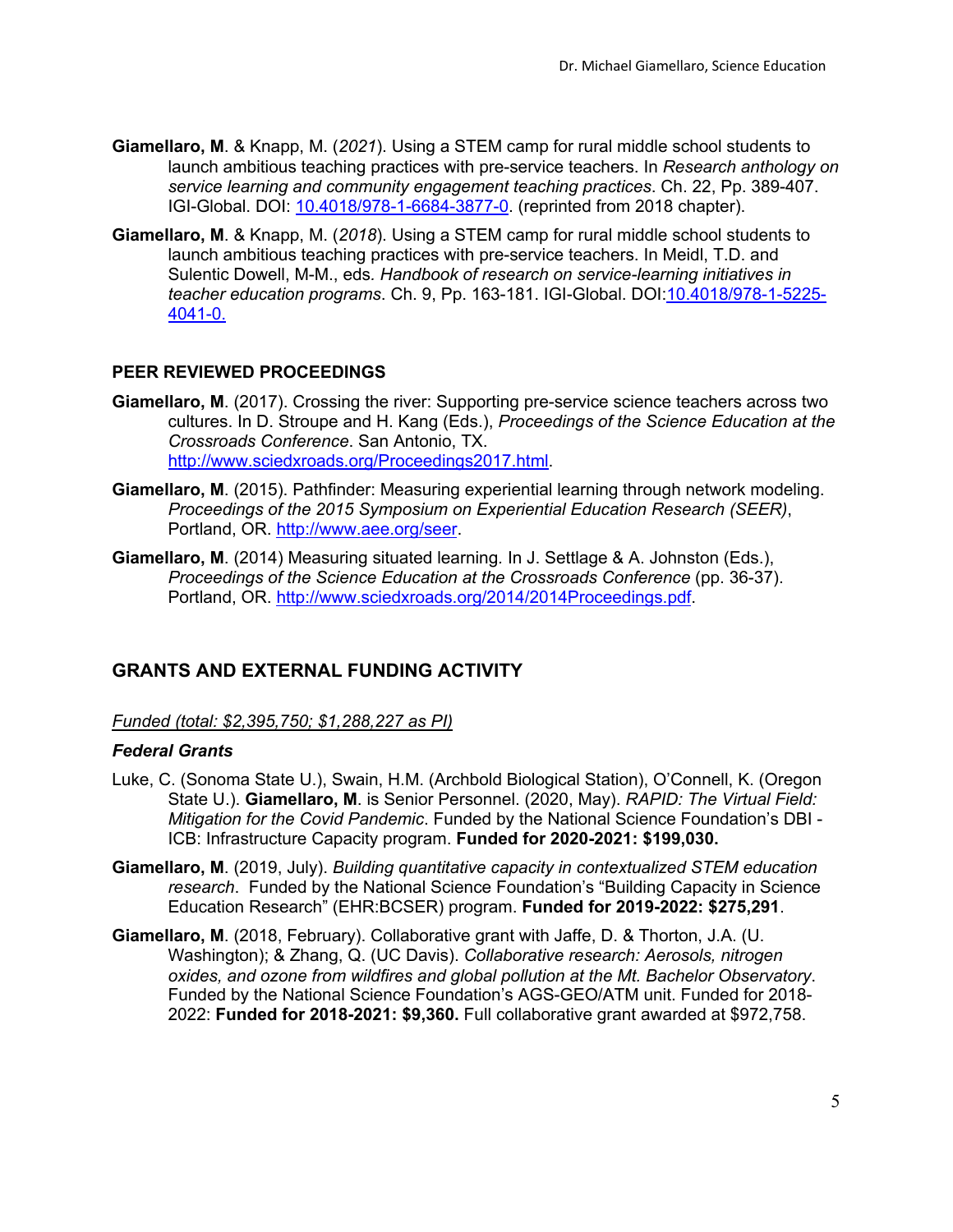**Giamellaro, M**. & Knapp, M. (*2021*). Using a STEM camp for rural middle school students to launch ambitious teaching practices with pre-service teachers. In *Research anthology on service learning and community engagement teaching practices*. Ch. 22, Pp. 389-407. IGI-Global. DOI: [10.4018/978-1-6684-3877-0](10.4018/978-1-6684-3877-0). (reprinted from 2018 chapter).

**Giamellaro, M**. & Knapp, M. (*2018*). Using a STEM camp for rural middle school students to launch ambitious teaching practices with pre-service teachers. In Meidl, T.D. and Sulentic Dowell, M-M., eds. *Handbook of research on service-learning initiatives in teacher education programs*. Ch. 9, Pp. 163-181. IGI-Global. DOI:[10.4018/978-1-5225-4041-0.](10.4018/978-1-5225-4041-0)

### PEER REVIEWED PROCEEDINGS

**Giamellaro, M**. (2017). Crossing the river: Supporting pre-service science teachers across two cultures. In D. Stroupe and H. Kang (Eds.), *Proceedings of the Science Education at the Crossroads Conference*. San Antonio, TX. [http://www.sciedxroads.org/Proceedings2017.html](http://www.sciedxroads.org/Proceedings2017.html).

**Giamellaro, M**. (2015). Pathfinder: Measuring experiential learning through network modeling. *Proceedings of the 2015 Symposium on Experiential Education Research (SEER)*, Portland, OR. [http://www.aee.org/seer](http://www.aee.org/seer).

**Giamellaro, M**. (2014) Measuring situated learning. In J. Settlage & A. Johnston (Eds.), *Proceedings of the Science Education at the Crossroads Conference* (pp. 36-37). Portland, OR. [http://www.sciedxroads.org/2014/2014Proceedings.pdf](http://www.sciedxroads.org/2014/2014Proceedings.pdf).

## GRANTS AND EXTERNAL FUNDING ACTIVITY

*Funded (total: $2,395,750; $1,288,227 as PI)*

***Federal Grants***

Luke, C. (Sonoma State U.), Swain, H.M. (Archbold Biological Station), O'Connell, K. (Oregon State U.). **Giamellaro, M**. is Senior Personnel. (2020, May). *RAPID: The Virtual Field: Mitigation for the Covid Pandemic*. Funded by the National Science Foundation's DBI - ICB: Infrastructure Capacity program. **Funded for 2020-2021: $199,030.**

**Giamellaro, M**. (2019, July). *Building quantitative capacity in contextualized STEM education research*. Funded by the National Science Foundation's "Building Capacity in Science Education Research" (EHR:BCSER) program. **Funded for 2019-2022: $275,291**.

**Giamellaro, M**. (2018, February). Collaborative grant with Jaffe, D. & Thorton, J.A. (U. Washington); & Zhang, Q. (UC Davis). *Collaborative research: Aerosols, nitrogen oxides, and ozone from wildfires and global pollution at the Mt. Bachelor Observatory*. Funded by the National Science Foundation's AGS-GEO/ATM unit. Funded for 2018-2022: **Funded for 2018-2021: $9,360.** Full collaborative grant awarded at $972,758.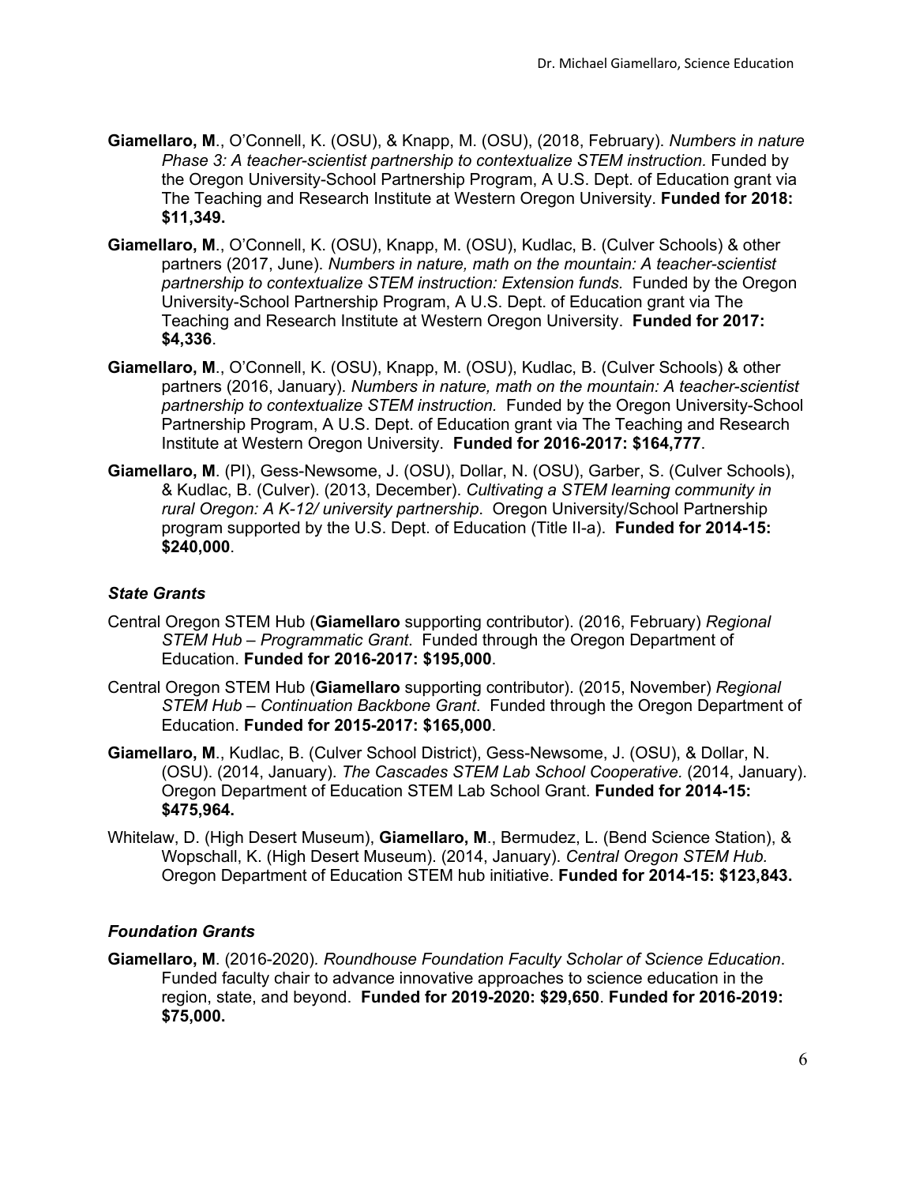**Giamellaro, M**., O'Connell, K. (OSU), & Knapp, M. (OSU), (2018, February). *Numbers in nature Phase 3: A teacher-scientist partnership to contextualize STEM instruction.* Funded by the Oregon University-School Partnership Program, A U.S. Dept. of Education grant via The Teaching and Research Institute at Western Oregon University. **Funded for 2018: $11,349.**

**Giamellaro, M**., O'Connell, K. (OSU), Knapp, M. (OSU), Kudlac, B. (Culver Schools) & other partners (2017, June). *Numbers in nature, math on the mountain: A teacher-scientist partnership to contextualize STEM instruction: Extension funds.* Funded by the Oregon University-School Partnership Program, A U.S. Dept. of Education grant via The Teaching and Research Institute at Western Oregon University. **Funded for 2017: $4,336**.

**Giamellaro, M**., O'Connell, K. (OSU), Knapp, M. (OSU), Kudlac, B. (Culver Schools) & other partners (2016, January). *Numbers in nature, math on the mountain: A teacher-scientist partnership to contextualize STEM instruction.* Funded by the Oregon University-School Partnership Program, A U.S. Dept. of Education grant via The Teaching and Research Institute at Western Oregon University. **Funded for 2016-2017: $164,777**.

**Giamellaro, M**. (PI), Gess-Newsome, J. (OSU), Dollar, N. (OSU), Garber, S. (Culver Schools), & Kudlac, B. (Culver). (2013, December). *Cultivating a STEM learning community in rural Oregon: A K-12/ university partnership*. Oregon University/School Partnership program supported by the U.S. Dept. of Education (Title II-a). **Funded for 2014-15: $240,000**.

### *State Grants*

Central Oregon STEM Hub (**Giamellaro** supporting contributor). (2016, February) *Regional STEM Hub – Programmatic Grant*. Funded through the Oregon Department of Education. **Funded for 2016-2017: $195,000**.

Central Oregon STEM Hub (**Giamellaro** supporting contributor). (2015, November) *Regional STEM Hub – Continuation Backbone Grant*. Funded through the Oregon Department of Education. **Funded for 2015-2017: $165,000**.

**Giamellaro, M**., Kudlac, B. (Culver School District), Gess-Newsome, J. (OSU), & Dollar, N. (OSU). (2014, January). *The Cascades STEM Lab School Cooperative.* (2014, January). Oregon Department of Education STEM Lab School Grant. **Funded for 2014-15: $475,964.**

Whitelaw, D. (High Desert Museum), **Giamellaro, M**., Bermudez, L. (Bend Science Station), & Wopschall, K. (High Desert Museum). (2014, January). *Central Oregon STEM Hub.* Oregon Department of Education STEM hub initiative. **Funded for 2014-15: $123,843.**

### *Foundation Grants*

**Giamellaro, M**. (2016-2020). *Roundhouse Foundation Faculty Scholar of Science Education*. Funded faculty chair to advance innovative approaches to science education in the region, state, and beyond. **Funded for 2019-2020: $29,650**. **Funded for 2016-2019: $75,000.**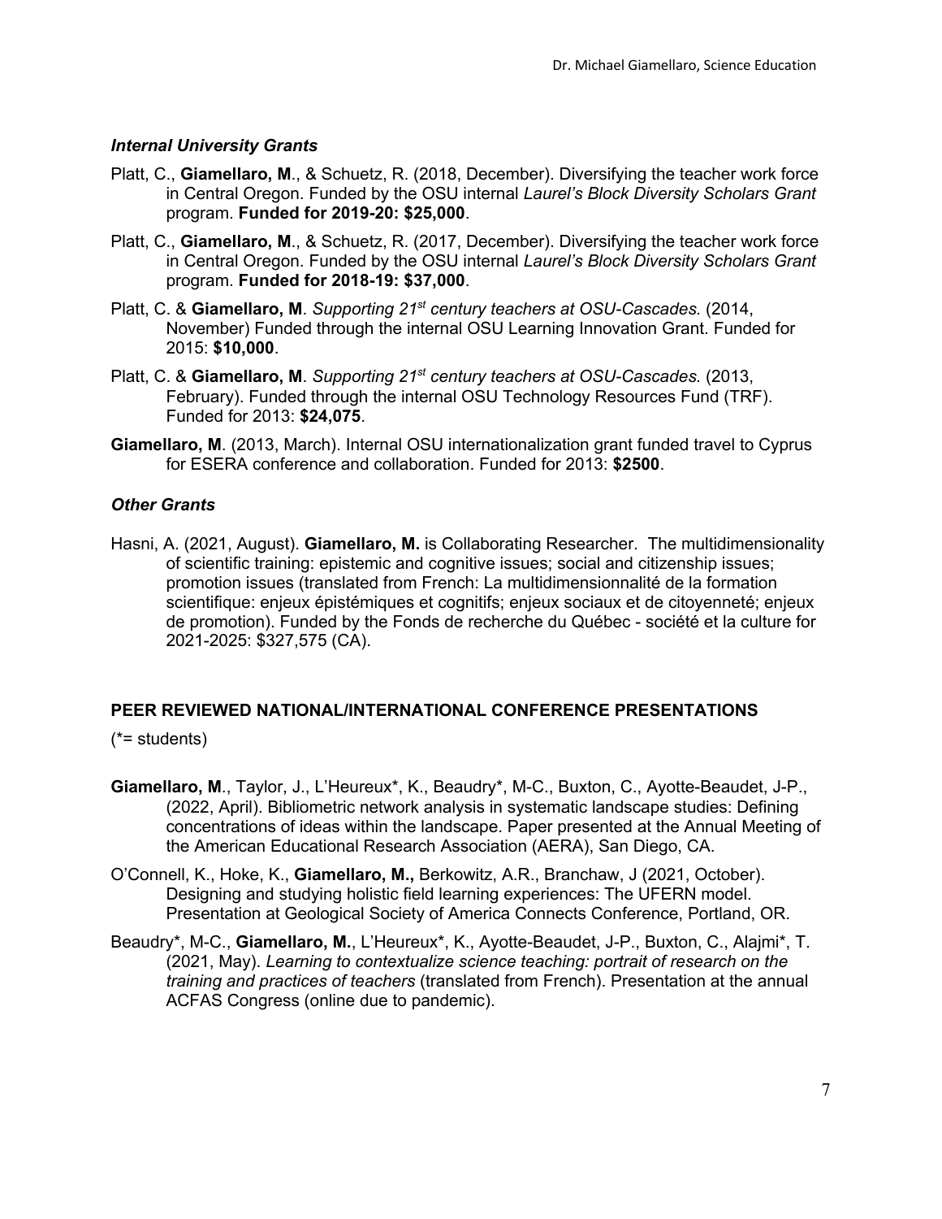### *Internal University Grants*

Platt, C., **Giamellaro, M**., & Schuetz, R. (2018, December). Diversifying the teacher work force in Central Oregon. Funded by the OSU internal *Laurel's Block Diversity Scholars Grant* program. **Funded for 2019-20: $25,000**.

Platt, C., **Giamellaro, M**., & Schuetz, R. (2017, December). Diversifying the teacher work force in Central Oregon. Funded by the OSU internal *Laurel's Block Diversity Scholars Grant* program. **Funded for 2018-19: $37,000**.

Platt, C. & **Giamellaro, M**. *Supporting 21st century teachers at OSU-Cascades.* (2014, November) Funded through the internal OSU Learning Innovation Grant. Funded for 2015: **$10,000**.

Platt, C. & **Giamellaro, M**. *Supporting 21st century teachers at OSU-Cascades.* (2013, February). Funded through the internal OSU Technology Resources Fund (TRF). Funded for 2013: **$24,075**.

**Giamellaro, M**. (2013, March). Internal OSU internationalization grant funded travel to Cyprus for ESERA conference and collaboration. Funded for 2013: **$2500**.

### *Other Grants*

Hasni, A. (2021, August). **Giamellaro, M.** is Collaborating Researcher. The multidimensionality of scientific training: epistemic and cognitive issues; social and citizenship issues; promotion issues (translated from French: La multidimensionnalité de la formation scientifique: enjeux épistémiques et cognitifs; enjeux sociaux et de citoyenneté; enjeux de promotion). Funded by the Fonds de recherche du Québec - société et la culture for 2021-2025: $327,575 (CA).

## PEER REVIEWED NATIONAL/INTERNATIONAL CONFERENCE PRESENTATIONS

(*= students)

**Giamellaro, M**., Taylor, J., L'Heureux*, K., Beaudry*, M-C., Buxton, C., Ayotte-Beaudet, J-P., (2022, April). Bibliometric network analysis in systematic landscape studies: Defining concentrations of ideas within the landscape. Paper presented at the Annual Meeting of the American Educational Research Association (AERA), San Diego, CA.

O'Connell, K., Hoke, K., **Giamellaro, M.,** Berkowitz, A.R., Branchaw, J (2021, October). Designing and studying holistic field learning experiences: The UFERN model. Presentation at Geological Society of America Connects Conference, Portland, OR.

Beaudry*, M-C., **Giamellaro, M.**, L'Heureux*, K., Ayotte-Beaudet, J-P., Buxton, C., Alajmi*, T. (2021, May). *Learning to contextualize science teaching: portrait of research on the training and practices of teachers* (translated from French). Presentation at the annual ACFAS Congress (online due to pandemic).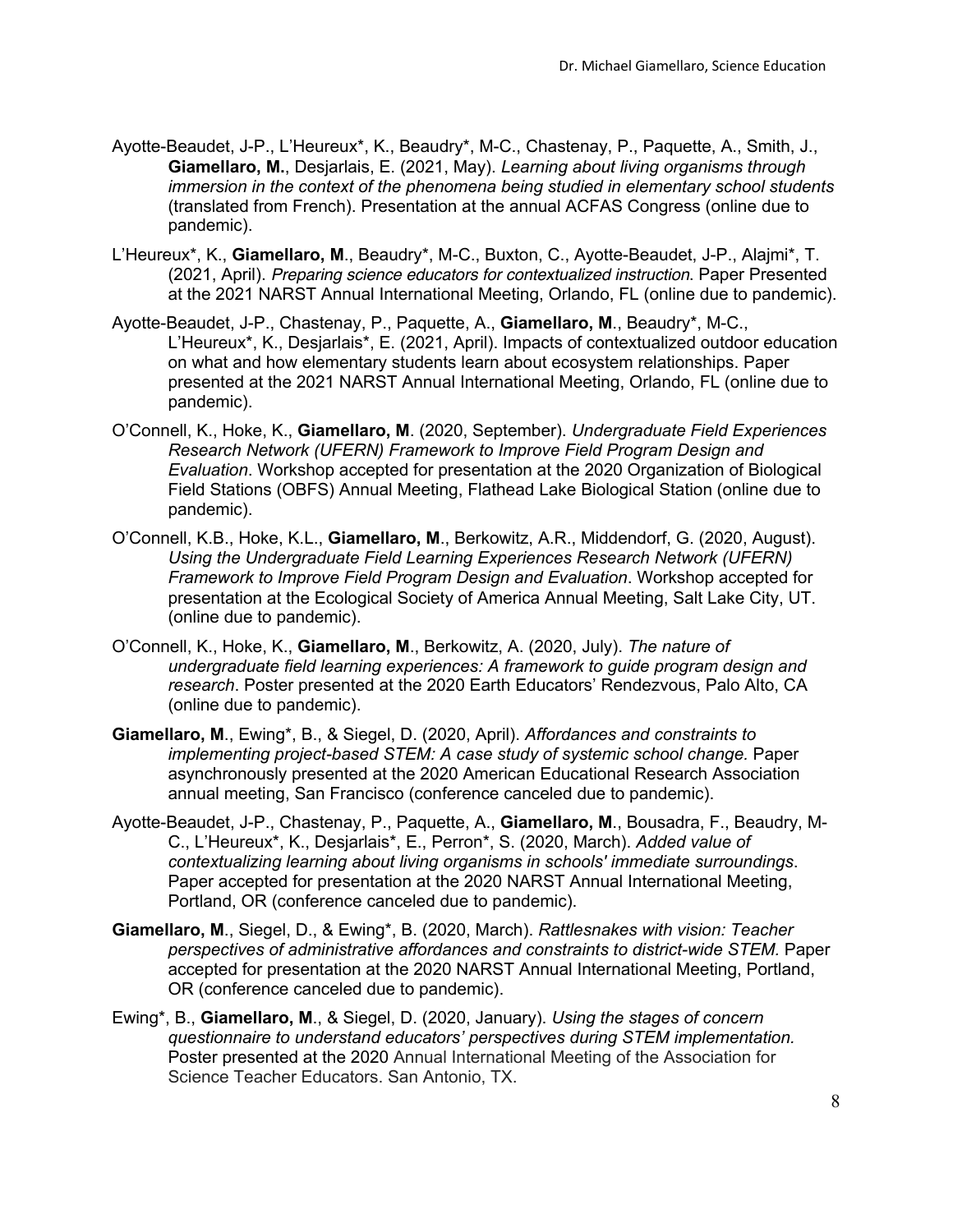Ayotte-Beaudet, J-P., L'Heureux*, K., Beaudry*, M-C., Chastenay, P., Paquette, A., Smith, J., **Giamellaro, M.**, Desjarlais, E. (2021, May). *Learning about living organisms through immersion in the context of the phenomena being studied in elementary school students* (translated from French). Presentation at the annual ACFAS Congress (online due to pandemic).

L'Heureux*, K., **Giamellaro, M**., Beaudry*, M-C., Buxton, C., Ayotte-Beaudet, J-P., Alajmi*, T. (2021, April). *Preparing science educators for contextualized instruction*. Paper Presented at the 2021 NARST Annual International Meeting, Orlando, FL (online due to pandemic).

Ayotte-Beaudet, J-P., Chastenay, P., Paquette, A., **Giamellaro, M**., Beaudry*, M-C., L'Heureux*, K., Desjarlais*, E. (2021, April). Impacts of contextualized outdoor education on what and how elementary students learn about ecosystem relationships. Paper presented at the 2021 NARST Annual International Meeting, Orlando, FL (online due to pandemic).

O'Connell, K., Hoke, K., **Giamellaro, M**. (2020, September). *Undergraduate Field Experiences Research Network (UFERN) Framework to Improve Field Program Design and Evaluation*. Workshop accepted for presentation at the 2020 Organization of Biological Field Stations (OBFS) Annual Meeting, Flathead Lake Biological Station (online due to pandemic).

O'Connell, K.B., Hoke, K.L., **Giamellaro, M**., Berkowitz, A.R., Middendorf, G. (2020, August). *Using the Undergraduate Field Learning Experiences Research Network (UFERN) Framework to Improve Field Program Design and Evaluation*. Workshop accepted for presentation at the Ecological Society of America Annual Meeting, Salt Lake City, UT. (online due to pandemic).

O'Connell, K., Hoke, K., **Giamellaro, M**., Berkowitz, A. (2020, July). *The nature of undergraduate field learning experiences: A framework to guide program design and research*. Poster presented at the 2020 Earth Educators' Rendezvous, Palo Alto, CA (online due to pandemic).

**Giamellaro, M**., Ewing*, B., & Siegel, D. (2020, April). *Affordances and constraints to implementing project-based STEM: A case study of systemic school change.* Paper asynchronously presented at the 2020 American Educational Research Association annual meeting, San Francisco (conference canceled due to pandemic).

Ayotte-Beaudet, J-P., Chastenay, P., Paquette, A., **Giamellaro, M**., Bousadra, F., Beaudry, M-C., L'Heureux*, K., Desjarlais*, E., Perron*, S. (2020, March). *Added value of contextualizing learning about living organisms in schools' immediate surroundings*. Paper accepted for presentation at the 2020 NARST Annual International Meeting, Portland, OR (conference canceled due to pandemic).

**Giamellaro, M**., Siegel, D., & Ewing*, B. (2020, March). *Rattlesnakes with vision: Teacher perspectives of administrative affordances and constraints to district-wide STEM.* Paper accepted for presentation at the 2020 NARST Annual International Meeting, Portland, OR (conference canceled due to pandemic).

Ewing*, B., **Giamellaro, M**., & Siegel, D. (2020, January). *Using the stages of concern questionnaire to understand educators' perspectives during STEM implementation.* Poster presented at the 2020 Annual International Meeting of the Association for Science Teacher Educators. San Antonio, TX.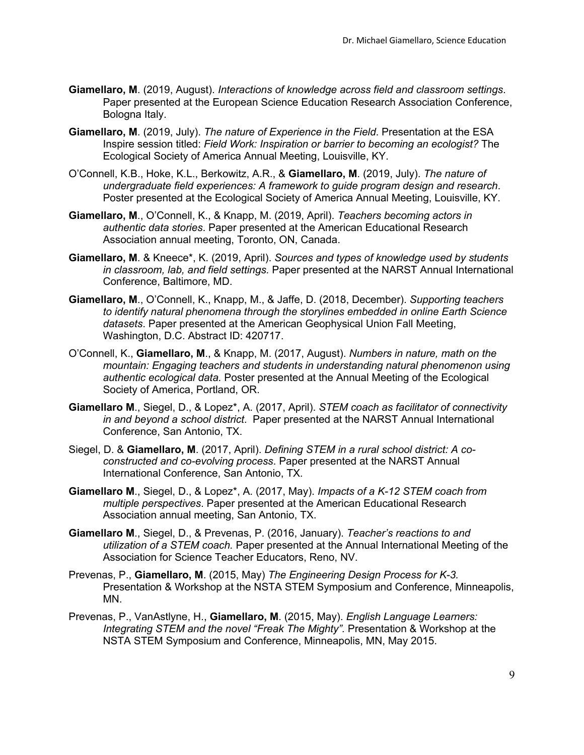**Giamellaro, M**. (2019, August). *Interactions of knowledge across field and classroom settings*. Paper presented at the European Science Education Research Association Conference, Bologna Italy.

**Giamellaro, M**. (2019, July). *The nature of Experience in the Field*. Presentation at the ESA Inspire session titled: *Field Work: Inspiration or barrier to becoming an ecologist?* The Ecological Society of America Annual Meeting, Louisville, KY.

O'Connell, K.B., Hoke, K.L., Berkowitz, A.R., & **Giamellaro, M**. (2019, July). *The nature of undergraduate field experiences: A framework to guide program design and research*. Poster presented at the Ecological Society of America Annual Meeting, Louisville, KY.

**Giamellaro, M**., O'Connell, K., & Knapp, M. (2019, April). *Teachers becoming actors in authentic data stories*. Paper presented at the American Educational Research Association annual meeting, Toronto, ON, Canada.

**Giamellaro, M**. & Kneece*, K. (2019, April). *Sources and types of knowledge used by students in classroom, lab, and field settings.* Paper presented at the NARST Annual International Conference, Baltimore, MD.

**Giamellaro, M**., O'Connell, K., Knapp, M., & Jaffe, D. (2018, December). *Supporting teachers to identify natural phenomena through the storylines embedded in online Earth Science datasets*. Paper presented at the American Geophysical Union Fall Meeting, Washington, D.C. Abstract ID: 420717.

O'Connell, K., **Giamellaro, M**., & Knapp, M. (2017, August). *Numbers in nature, math on the mountain: Engaging teachers and students in understanding natural phenomenon using authentic ecological data.* Poster presented at the Annual Meeting of the Ecological Society of America, Portland, OR.

**Giamellaro M**., Siegel, D., & Lopez*, A. (2017, April). *STEM coach as facilitator of connectivity in and beyond a school district*. Paper presented at the NARST Annual International Conference, San Antonio, TX.

Siegel, D. & **Giamellaro, M**. (2017, April). *Defining STEM in a rural school district: A co-constructed and co-evolving process*. Paper presented at the NARST Annual International Conference, San Antonio, TX.

**Giamellaro M**., Siegel, D., & Lopez*, A. (2017, May). *Impacts of a K-12 STEM coach from multiple perspectives*. Paper presented at the American Educational Research Association annual meeting, San Antonio, TX.

**Giamellaro M**., Siegel, D., & Prevenas, P. (2016, January). *Teacher's reactions to and utilization of a STEM coach.* Paper presented at the Annual International Meeting of the Association for Science Teacher Educators, Reno, NV.

Prevenas, P., **Giamellaro, M**. (2015, May) *The Engineering Design Process for K-3*. Presentation & Workshop at the NSTA STEM Symposium and Conference, Minneapolis, MN.

Prevenas, P., VanAstlyne, H., **Giamellaro, M**. (2015, May). *English Language Learners: Integrating STEM and the novel "Freak The Mighty".* Presentation & Workshop at the NSTA STEM Symposium and Conference, Minneapolis, MN, May 2015.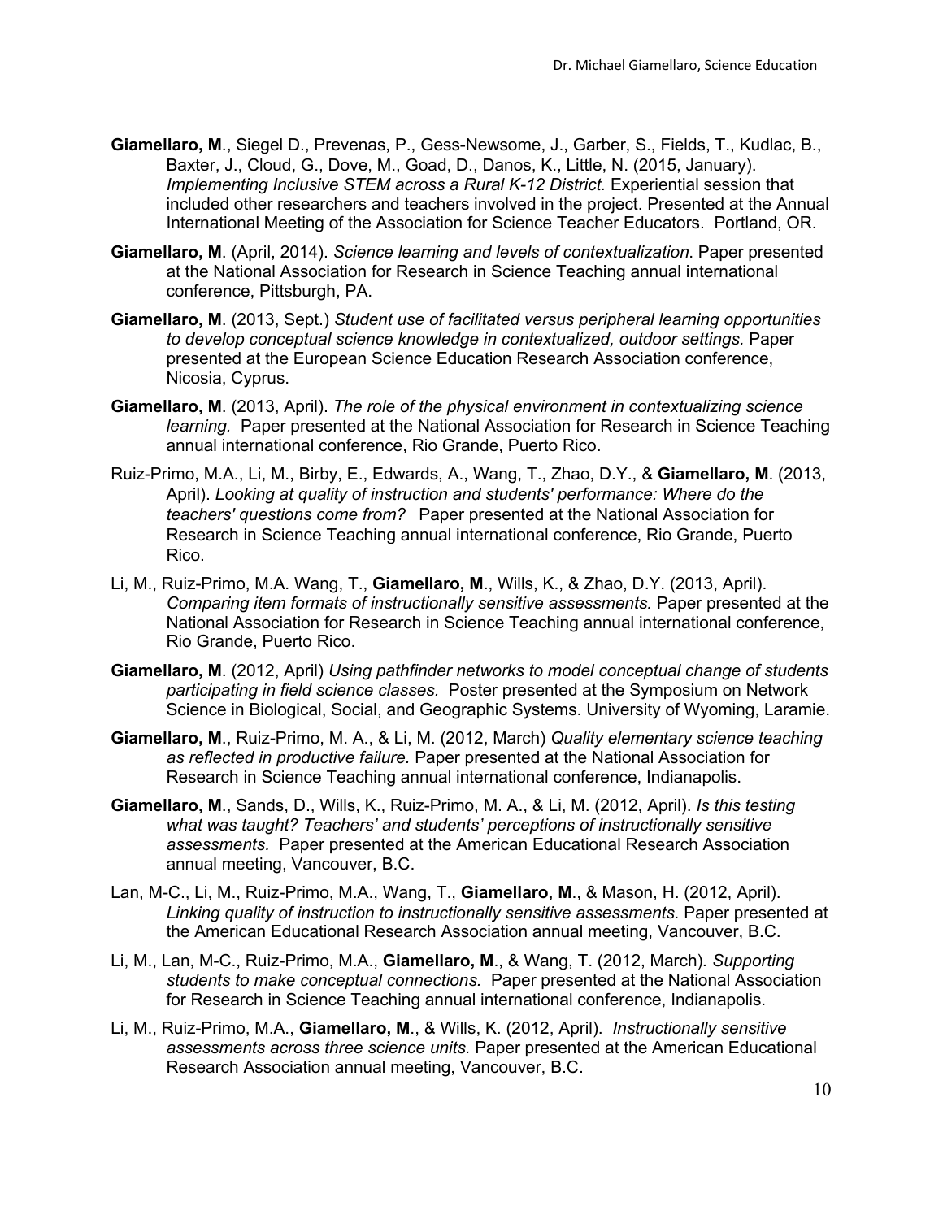**Giamellaro, M**., Siegel D., Prevenas, P., Gess-Newsome, J., Garber, S., Fields, T., Kudlac, B., Baxter, J., Cloud, G., Dove, M., Goad, D., Danos, K., Little, N. (2015, January). *Implementing Inclusive STEM across a Rural K-12 District.* Experiential session that included other researchers and teachers involved in the project. Presented at the Annual International Meeting of the Association for Science Teacher Educators. Portland, OR.

**Giamellaro, M**. (April, 2014). *Science learning and levels of contextualization*. Paper presented at the National Association for Research in Science Teaching annual international conference, Pittsburgh, PA.

**Giamellaro, M**. (2013, Sept.) *Student use of facilitated versus peripheral learning opportunities to develop conceptual science knowledge in contextualized, outdoor settings.* Paper presented at the European Science Education Research Association conference, Nicosia, Cyprus.

**Giamellaro, M**. (2013, April). *The role of the physical environment in contextualizing science learning.* Paper presented at the National Association for Research in Science Teaching annual international conference, Rio Grande, Puerto Rico.

Ruiz-Primo, M.A., Li, M., Birby, E., Edwards, A., Wang, T., Zhao, D.Y., & **Giamellaro, M**. (2013, April). *Looking at quality of instruction and students' performance: Where do the teachers' questions come from?* Paper presented at the National Association for Research in Science Teaching annual international conference, Rio Grande, Puerto Rico.

Li, M., Ruiz-Primo, M.A. Wang, T., **Giamellaro, M**., Wills, K., & Zhao, D.Y. (2013, April). *Comparing item formats of instructionally sensitive assessments.* Paper presented at the National Association for Research in Science Teaching annual international conference, Rio Grande, Puerto Rico.

**Giamellaro, M**. (2012, April) *Using pathfinder networks to model conceptual change of students participating in field science classes.* Poster presented at the Symposium on Network Science in Biological, Social, and Geographic Systems. University of Wyoming, Laramie.

**Giamellaro, M**., Ruiz-Primo, M. A., & Li, M. (2012, March) *Quality elementary science teaching as reflected in productive failure.* Paper presented at the National Association for Research in Science Teaching annual international conference, Indianapolis.

**Giamellaro, M**., Sands, D., Wills, K., Ruiz-Primo, M. A., & Li, M. (2012, April). *Is this testing what was taught? Teachers' and students' perceptions of instructionally sensitive assessments.* Paper presented at the American Educational Research Association annual meeting, Vancouver, B.C.

Lan, M-C., Li, M., Ruiz-Primo, M.A., Wang, T., **Giamellaro, M**., & Mason, H. (2012, April). *Linking quality of instruction to instructionally sensitive assessments.* Paper presented at the American Educational Research Association annual meeting, Vancouver, B.C.

Li, M., Lan, M-C., Ruiz-Primo, M.A., **Giamellaro, M**., & Wang, T. (2012, March). *Supporting students to make conceptual connections.* Paper presented at the National Association for Research in Science Teaching annual international conference, Indianapolis.

Li, M., Ruiz-Primo, M.A., **Giamellaro, M**., & Wills, K. (2012, April). *Instructionally sensitive assessments across three science units.* Paper presented at the American Educational Research Association annual meeting, Vancouver, B.C.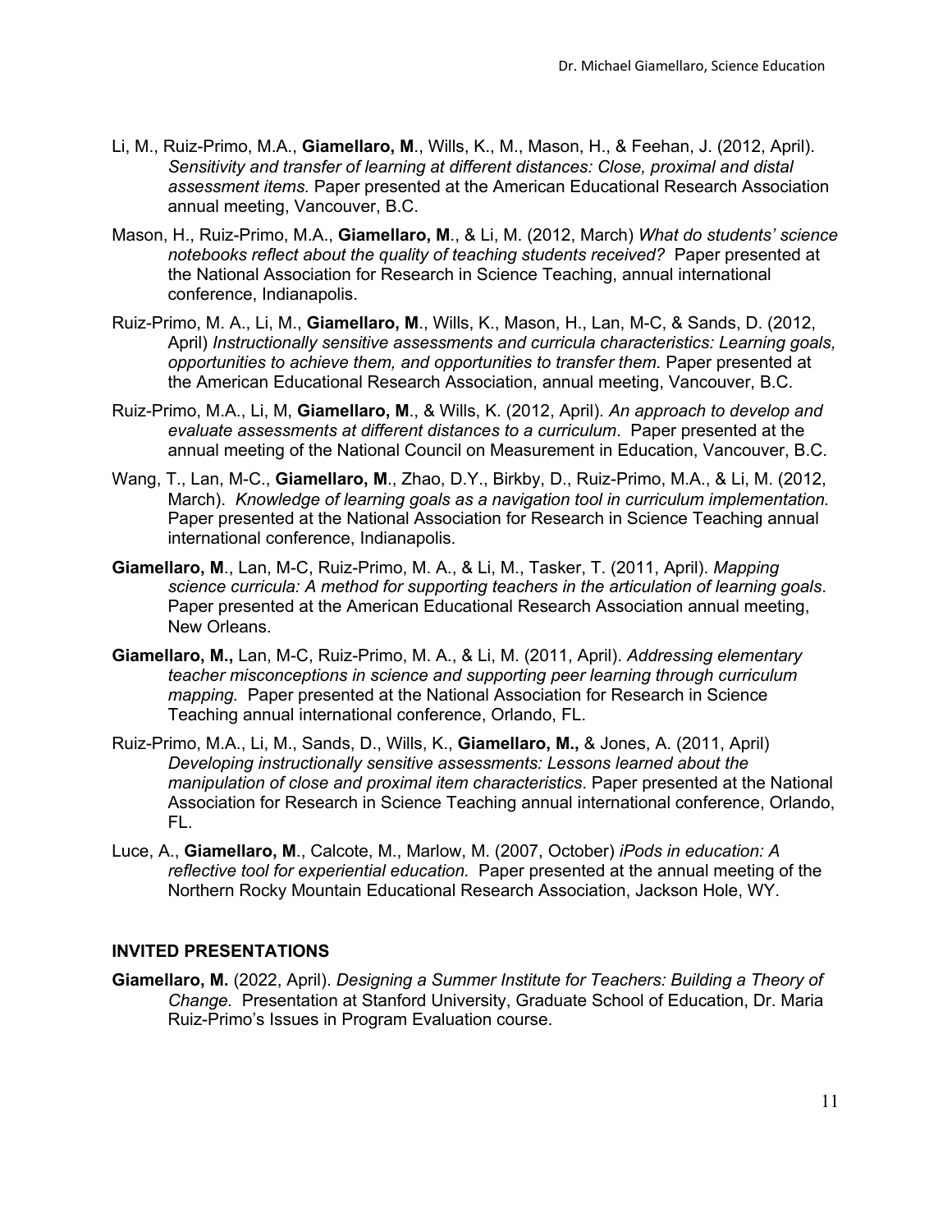Li, M., Ruiz-Primo, M.A., **Giamellaro, M**., Wills, K., M., Mason, H., & Feehan, J. (2012, April). *Sensitivity and transfer of learning at different distances: Close, proximal and distal assessment items.* Paper presented at the American Educational Research Association annual meeting, Vancouver, B.C.

Mason, H., Ruiz-Primo, M.A., **Giamellaro, M**., & Li, M. (2012, March) *What do students' science notebooks reflect about the quality of teaching students received?* Paper presented at the National Association for Research in Science Teaching, annual international conference, Indianapolis.

Ruiz-Primo, M. A., Li, M., **Giamellaro, M**., Wills, K., Mason, H., Lan, M-C, & Sands, D. (2012, April) *Instructionally sensitive assessments and curricula characteristics: Learning goals, opportunities to achieve them, and opportunities to transfer them.* Paper presented at the American Educational Research Association, annual meeting, Vancouver, B.C.

Ruiz-Primo, M.A., Li, M, **Giamellaro, M**., & Wills, K. (2012, April). *An approach to develop and evaluate assessments at different distances to a curriculum*. Paper presented at the annual meeting of the National Council on Measurement in Education, Vancouver, B.C.

Wang, T., Lan, M-C., **Giamellaro, M**., Zhao, D.Y., Birkby, D., Ruiz-Primo, M.A., & Li, M. (2012, March). *Knowledge of learning goals as a navigation tool in curriculum implementation.* Paper presented at the National Association for Research in Science Teaching annual international conference, Indianapolis.

**Giamellaro, M**., Lan, M-C, Ruiz-Primo, M. A., & Li, M., Tasker, T. (2011, April). *Mapping science curricula: A method for supporting teachers in the articulation of learning goals*. Paper presented at the American Educational Research Association annual meeting, New Orleans.

**Giamellaro, M.,** Lan, M-C, Ruiz-Primo, M. A., & Li, M. (2011, April). *Addressing elementary teacher misconceptions in science and supporting peer learning through curriculum mapping.* Paper presented at the National Association for Research in Science Teaching annual international conference, Orlando, FL.

Ruiz-Primo, M.A., Li, M., Sands, D., Wills, K., **Giamellaro, M.,** & Jones, A. (2011, April) *Developing instructionally sensitive assessments: Lessons learned about the manipulation of close and proximal item characteristics*. Paper presented at the National Association for Research in Science Teaching annual international conference, Orlando, FL.

Luce, A., **Giamellaro, M**., Calcote, M., Marlow, M. (2007, October) *iPods in education: A reflective tool for experiential education.* Paper presented at the annual meeting of the Northern Rocky Mountain Educational Research Association, Jackson Hole, WY.

## INVITED PRESENTATIONS

**Giamellaro, M.** (2022, April). *Designing a Summer Institute for Teachers: Building a Theory of Change.* Presentation at Stanford University, Graduate School of Education, Dr. Maria Ruiz-Primo's Issues in Program Evaluation course.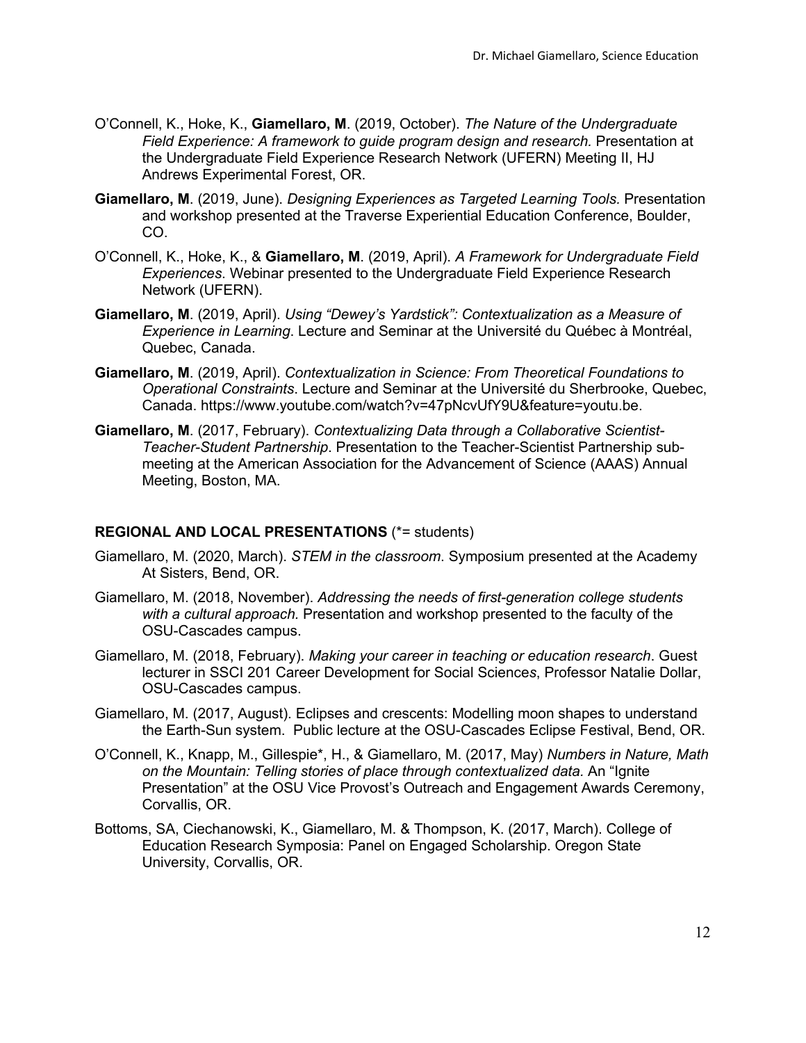O'Connell, K., Hoke, K., **Giamellaro, M**. (2019, October). *The Nature of the Undergraduate Field Experience: A framework to guide program design and research.* Presentation at the Undergraduate Field Experience Research Network (UFERN) Meeting II, HJ Andrews Experimental Forest, OR.

**Giamellaro, M**. (2019, June). *Designing Experiences as Targeted Learning Tools.* Presentation and workshop presented at the Traverse Experiential Education Conference, Boulder, CO.

O'Connell, K., Hoke, K., & **Giamellaro, M**. (2019, April). *A Framework for Undergraduate Field Experiences*. Webinar presented to the Undergraduate Field Experience Research Network (UFERN).

**Giamellaro, M**. (2019, April). *Using "Dewey's Yardstick": Contextualization as a Measure of Experience in Learning*. Lecture and Seminar at the Université du Québec à Montréal, Quebec, Canada.

**Giamellaro, M**. (2019, April). *Contextualization in Science: From Theoretical Foundations to Operational Constraints*. Lecture and Seminar at the Université du Sherbrooke, Quebec, Canada. https://www.youtube.com/watch?v=47pNcvUfY9U&feature=youtu.be.

**Giamellaro, M**. (2017, February). *Contextualizing Data through a Collaborative Scientist-Teacher-Student Partnership*. Presentation to the Teacher-Scientist Partnership sub-meeting at the American Association for the Advancement of Science (AAAS) Annual Meeting, Boston, MA.

## REGIONAL AND LOCAL PRESENTATIONS (*= students)

Giamellaro, M. (2020, March). *STEM in the classroom*. Symposium presented at the Academy At Sisters, Bend, OR.

Giamellaro, M. (2018, November). *Addressing the needs of first-generation college students with a cultural approach.* Presentation and workshop presented to the faculty of the OSU-Cascades campus.

Giamellaro, M. (2018, February). *Making your career in teaching or education research*. Guest lecturer in SSCI 201 Career Development for Social Sciences, Professor Natalie Dollar, OSU-Cascades campus.

Giamellaro, M. (2017, August). Eclipses and crescents: Modelling moon shapes to understand the Earth-Sun system. Public lecture at the OSU-Cascades Eclipse Festival, Bend, OR.

O'Connell, K., Knapp, M., Gillespie*, H., & Giamellaro, M. (2017, May) *Numbers in Nature, Math on the Mountain: Telling stories of place through contextualized data.* An "Ignite Presentation" at the OSU Vice Provost's Outreach and Engagement Awards Ceremony, Corvallis, OR.

Bottoms, SA, Ciechanowski, K., Giamellaro, M. & Thompson, K. (2017, March). College of Education Research Symposia: Panel on Engaged Scholarship. Oregon State University, Corvallis, OR.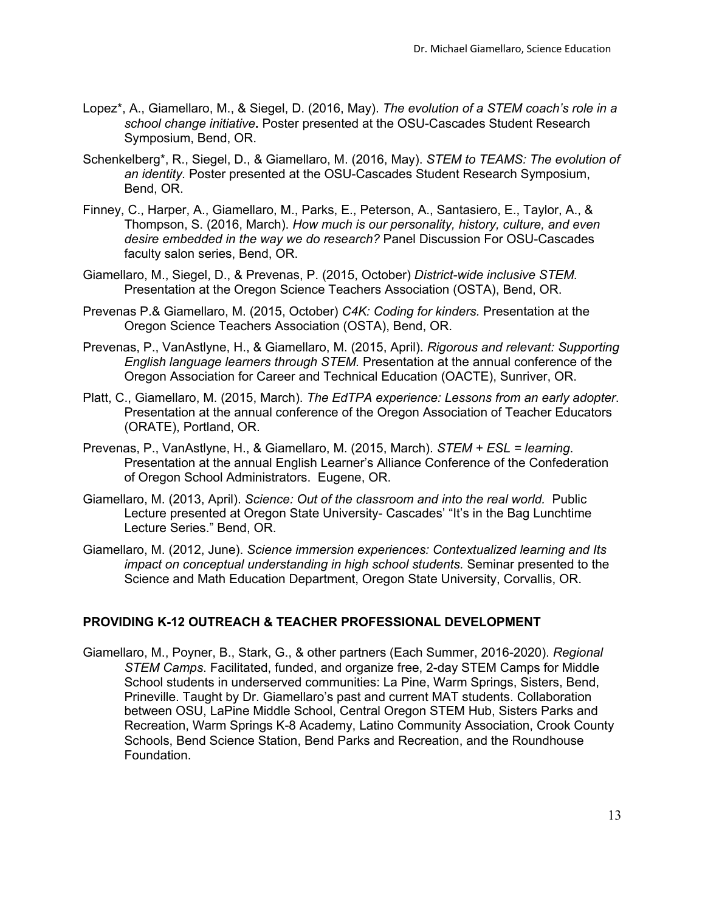Lopez*, A., Giamellaro, M., & Siegel, D. (2016, May). *The evolution of a STEM coach's role in a school change initiative***.** Poster presented at the OSU-Cascades Student Research Symposium, Bend, OR.

Schenkelberg*, R., Siegel, D., & Giamellaro, M. (2016, May). *STEM to TEAMS: The evolution of an identity.* Poster presented at the OSU-Cascades Student Research Symposium, Bend, OR.

Finney, C., Harper, A., Giamellaro, M., Parks, E., Peterson, A., Santasiero, E., Taylor, A., & Thompson, S. (2016, March). *How much is our personality, history, culture, and even desire embedded in the way we do research?* Panel Discussion For OSU-Cascades faculty salon series, Bend, OR.

Giamellaro, M., Siegel, D., & Prevenas, P. (2015, October) *District-wide inclusive STEM.* Presentation at the Oregon Science Teachers Association (OSTA), Bend, OR.

Prevenas P.& Giamellaro, M. (2015, October) *C4K: Coding for kinders.* Presentation at the Oregon Science Teachers Association (OSTA), Bend, OR.

Prevenas, P., VanAstlyne, H., & Giamellaro, M. (2015, April). *Rigorous and relevant: Supporting English language learners through STEM.* Presentation at the annual conference of the Oregon Association for Career and Technical Education (OACTE), Sunriver, OR.

Platt, C., Giamellaro, M. (2015, March). *The EdTPA experience: Lessons from an early adopter*. Presentation at the annual conference of the Oregon Association of Teacher Educators (ORATE), Portland, OR.

Prevenas, P., VanAstlyne, H., & Giamellaro, M. (2015, March). *STEM + ESL = learning*. Presentation at the annual English Learner's Alliance Conference of the Confederation of Oregon School Administrators. Eugene, OR.

Giamellaro, M. (2013, April). *Science: Out of the classroom and into the real world.* Public Lecture presented at Oregon State University- Cascades' "It's in the Bag Lunchtime Lecture Series." Bend, OR.

Giamellaro, M. (2012, June). *Science immersion experiences: Contextualized learning and Its impact on conceptual understanding in high school students.* Seminar presented to the Science and Math Education Department, Oregon State University, Corvallis, OR.

## PROVIDING K-12 OUTREACH & TEACHER PROFESSIONAL DEVELOPMENT

Giamellaro, M., Poyner, B., Stark, G., & other partners (Each Summer, 2016-2020). *Regional STEM Camps*. Facilitated, funded, and organize free, 2-day STEM Camps for Middle School students in underserved communities: La Pine, Warm Springs, Sisters, Bend, Prineville. Taught by Dr. Giamellaro's past and current MAT students. Collaboration between OSU, LaPine Middle School, Central Oregon STEM Hub, Sisters Parks and Recreation, Warm Springs K-8 Academy, Latino Community Association, Crook County Schools, Bend Science Station, Bend Parks and Recreation, and the Roundhouse Foundation.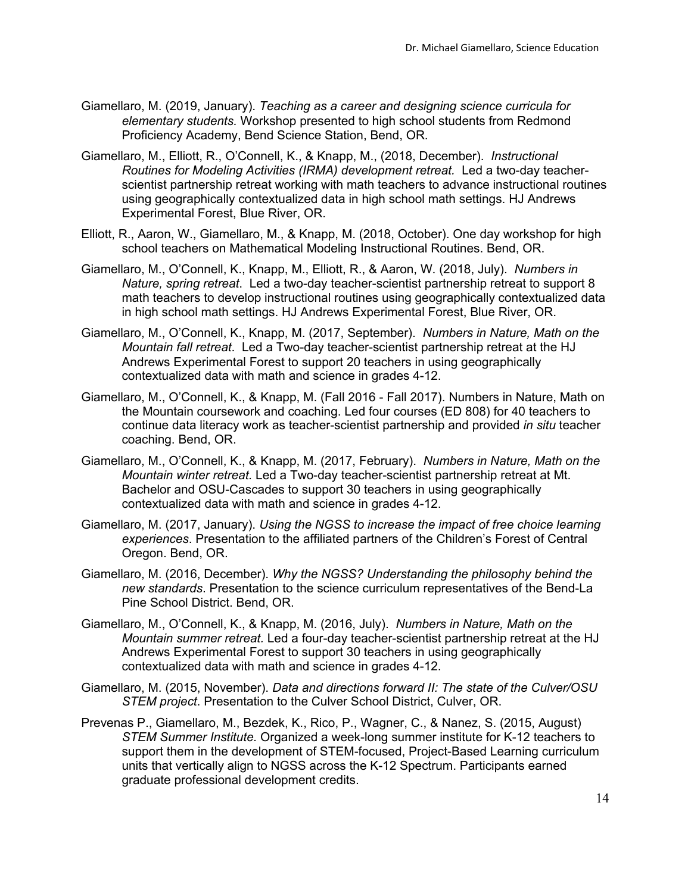Giamellaro, M. (2019, January). *Teaching as a career and designing science curricula for elementary students.* Workshop presented to high school students from Redmond Proficiency Academy, Bend Science Station, Bend, OR.

Giamellaro, M., Elliott, R., O'Connell, K., & Knapp, M., (2018, December). *Instructional Routines for Modeling Activities (IRMA) development retreat.* Led a two-day teacher-scientist partnership retreat working with math teachers to advance instructional routines using geographically contextualized data in high school math settings. HJ Andrews Experimental Forest, Blue River, OR.

Elliott, R., Aaron, W., Giamellaro, M., & Knapp, M. (2018, October). One day workshop for high school teachers on Mathematical Modeling Instructional Routines. Bend, OR.

Giamellaro, M., O'Connell, K., Knapp, M., Elliott, R., & Aaron, W. (2018, July). *Numbers in Nature, spring retreat*. Led a two-day teacher-scientist partnership retreat to support 8 math teachers to develop instructional routines using geographically contextualized data in high school math settings. HJ Andrews Experimental Forest, Blue River, OR.

Giamellaro, M., O'Connell, K., Knapp, M. (2017, September). *Numbers in Nature, Math on the Mountain fall retreat*. Led a Two-day teacher-scientist partnership retreat at the HJ Andrews Experimental Forest to support 20 teachers in using geographically contextualized data with math and science in grades 4-12.

Giamellaro, M., O'Connell, K., & Knapp, M. (Fall 2016 - Fall 2017). Numbers in Nature, Math on the Mountain coursework and coaching. Led four courses (ED 808) for 40 teachers to continue data literacy work as teacher-scientist partnership and provided *in situ* teacher coaching. Bend, OR.

Giamellaro, M., O'Connell, K., & Knapp, M. (2017, February). *Numbers in Nature, Math on the Mountain winter retreat.* Led a Two-day teacher-scientist partnership retreat at Mt. Bachelor and OSU-Cascades to support 30 teachers in using geographically contextualized data with math and science in grades 4-12.

Giamellaro, M. (2017, January). *Using the NGSS to increase the impact of free choice learning experiences*. Presentation to the affiliated partners of the Children's Forest of Central Oregon. Bend, OR.

Giamellaro, M. (2016, December). *Why the NGSS? Understanding the philosophy behind the new standards*. Presentation to the science curriculum representatives of the Bend-La Pine School District. Bend, OR.

Giamellaro, M., O'Connell, K., & Knapp, M. (2016, July). *Numbers in Nature, Math on the Mountain summer retreat.* Led a four-day teacher-scientist partnership retreat at the HJ Andrews Experimental Forest to support 30 teachers in using geographically contextualized data with math and science in grades 4-12.

Giamellaro, M. (2015, November). *Data and directions forward II: The state of the Culver/OSU STEM project*. Presentation to the Culver School District, Culver, OR.

Prevenas P., Giamellaro, M., Bezdek, K., Rico, P., Wagner, C., & Nanez, S. (2015, August) *STEM Summer Institute.* Organized a week-long summer institute for K-12 teachers to support them in the development of STEM-focused, Project-Based Learning curriculum units that vertically align to NGSS across the K-12 Spectrum. Participants earned graduate professional development credits.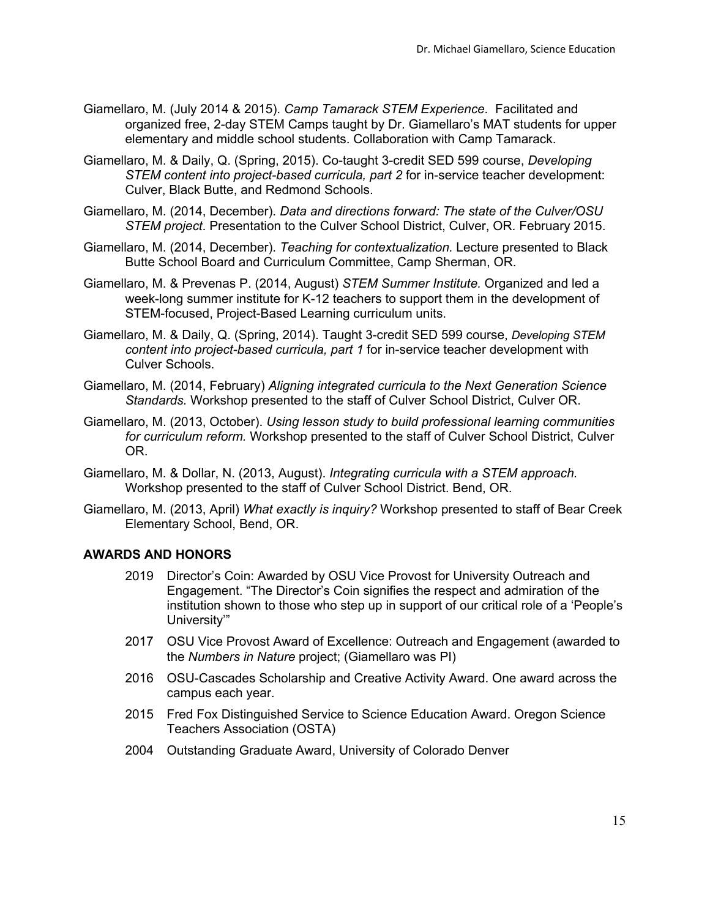Giamellaro, M. (July 2014 & 2015). *Camp Tamarack STEM Experience*. Facilitated and organized free, 2-day STEM Camps taught by Dr. Giamellaro's MAT students for upper elementary and middle school students. Collaboration with Camp Tamarack.

Giamellaro, M. & Daily, Q. (Spring, 2015). Co-taught 3-credit SED 599 course, *Developing STEM content into project-based curricula, part 2* for in-service teacher development: Culver, Black Butte, and Redmond Schools.

Giamellaro, M. (2014, December). *Data and directions forward: The state of the Culver/OSU STEM project*. Presentation to the Culver School District, Culver, OR. February 2015.

Giamellaro, M. (2014, December). *Teaching for contextualization.* Lecture presented to Black Butte School Board and Curriculum Committee, Camp Sherman, OR.

Giamellaro, M. & Prevenas P. (2014, August) *STEM Summer Institute.* Organized and led a week-long summer institute for K-12 teachers to support them in the development of STEM-focused, Project-Based Learning curriculum units.

Giamellaro, M. & Daily, Q. (Spring, 2014). Taught 3-credit SED 599 course, *Developing STEM content into project-based curricula, part 1* for in-service teacher development with Culver Schools.

Giamellaro, M. (2014, February) *Aligning integrated curricula to the Next Generation Science Standards.* Workshop presented to the staff of Culver School District, Culver OR.

Giamellaro, M. (2013, October). *Using lesson study to build professional learning communities for curriculum reform.* Workshop presented to the staff of Culver School District, Culver OR.

Giamellaro, M. & Dollar, N. (2013, August). *Integrating curricula with a STEM approach.* Workshop presented to the staff of Culver School District. Bend, OR.

Giamellaro, M. (2013, April) *What exactly is inquiry?* Workshop presented to staff of Bear Creek Elementary School, Bend, OR.

## AWARDS AND HONORS

- 2019 Director's Coin: Awarded by OSU Vice Provost for University Outreach and Engagement. "The Director's Coin signifies the respect and admiration of the institution shown to those who step up in support of our critical role of a 'People's University'"
- 2017 OSU Vice Provost Award of Excellence: Outreach and Engagement (awarded to the *Numbers in Nature* project; (Giamellaro was PI)
- 2016 OSU-Cascades Scholarship and Creative Activity Award. One award across the campus each year.
- 2015 Fred Fox Distinguished Service to Science Education Award. Oregon Science Teachers Association (OSTA)
- 2004 Outstanding Graduate Award, University of Colorado Denver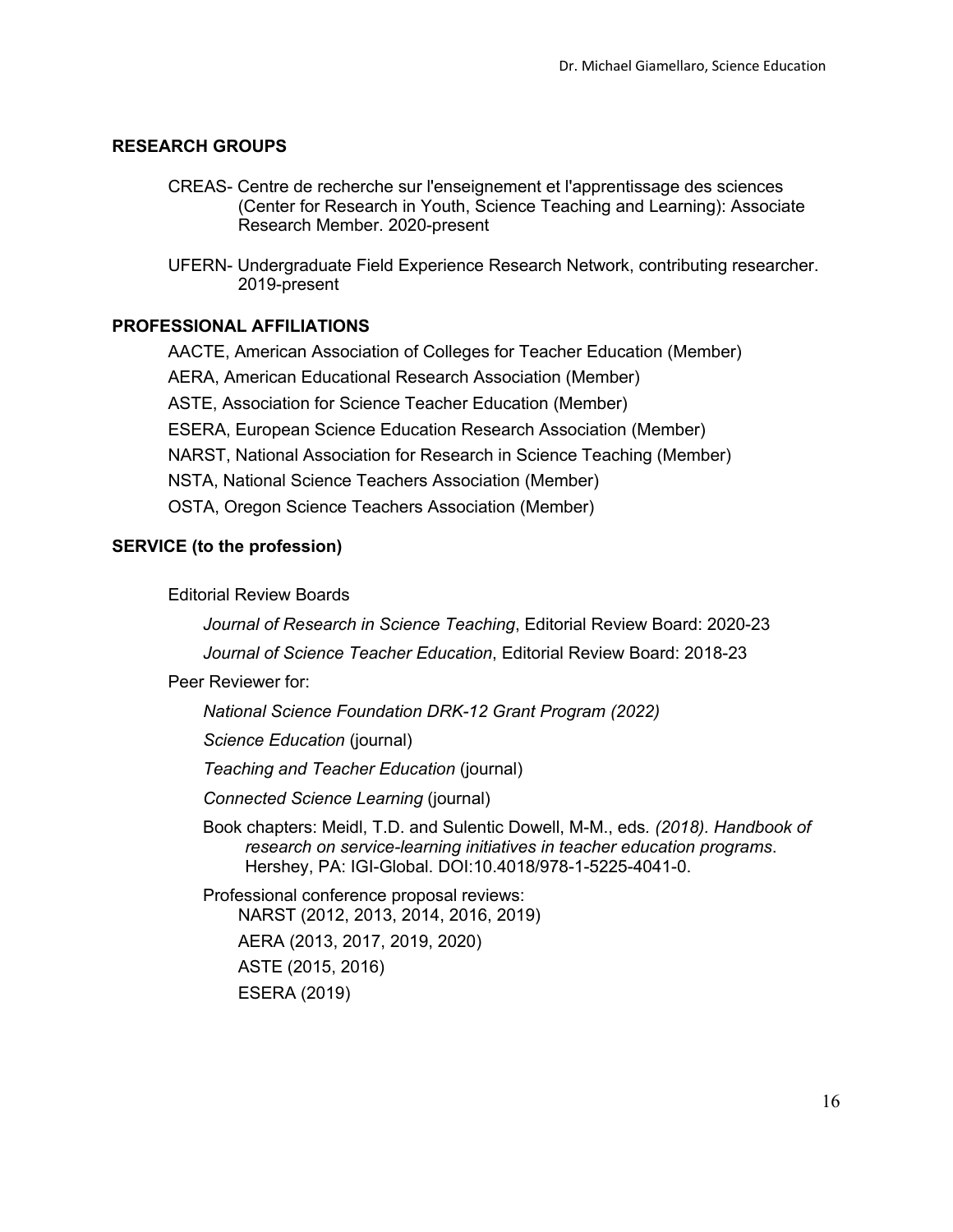## RESEARCH GROUPS

CREAS- Centre de recherche sur l'enseignement et l'apprentissage des sciences (Center for Research in Youth, Science Teaching and Learning): Associate Research Member. 2020-present

UFERN- Undergraduate Field Experience Research Network, contributing researcher. 2019-present

## PROFESSIONAL AFFILIATIONS

AACTE, American Association of Colleges for Teacher Education (Member)

AERA, American Educational Research Association (Member)

ASTE, Association for Science Teacher Education (Member)

ESERA, European Science Education Research Association (Member)

NARST, National Association for Research in Science Teaching (Member)

NSTA, National Science Teachers Association (Member)

OSTA, Oregon Science Teachers Association (Member)

## SERVICE (to the profession)

Editorial Review Boards

*Journal of Research in Science Teaching*, Editorial Review Board: 2020-23

*Journal of Science Teacher Education*, Editorial Review Board: 2018-23

Peer Reviewer for:

*National Science Foundation DRK-12 Grant Program (2022)*

*Science Education* (journal)

*Teaching and Teacher Education* (journal)

*Connected Science Learning* (journal)

Book chapters: Meidl, T.D. and Sulentic Dowell, M-M., eds. *(2018). Handbook of research on service-learning initiatives in teacher education programs*. Hershey, PA: IGI-Global. DOI:10.4018/978-1-5225-4041-0.

Professional conference proposal reviews:
- NARST (2012, 2013, 2014, 2016, 2019)
- AERA (2013, 2017, 2019, 2020)
- ASTE (2015, 2016)
- ESERA (2019)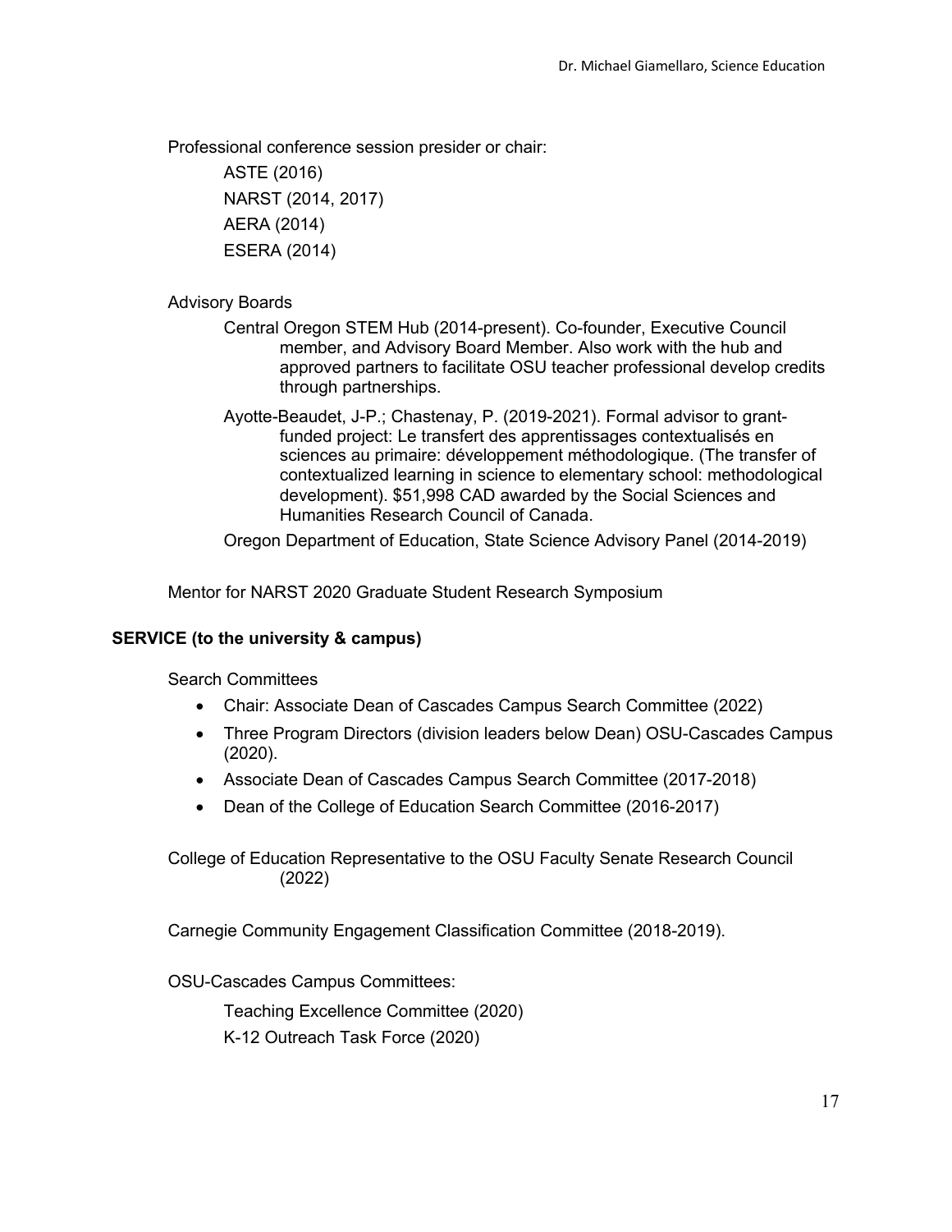Professional conference session presider or chair:

ASTE (2016)

NARST (2014, 2017)

AERA (2014)

ESERA (2014)

Advisory Boards

Central Oregon STEM Hub (2014-present). Co-founder, Executive Council member, and Advisory Board Member. Also work with the hub and approved partners to facilitate OSU teacher professional develop credits through partnerships.

Ayotte-Beaudet, J-P.; Chastenay, P. (2019-2021). Formal advisor to grant-funded project: Le transfert des apprentissages contextualisés en sciences au primaire: développement méthodologique. (The transfer of contextualized learning in science to elementary school: methodological development). $51,998 CAD awarded by the Social Sciences and Humanities Research Council of Canada.

Oregon Department of Education, State Science Advisory Panel (2014-2019)

Mentor for NARST 2020 Graduate Student Research Symposium

**SERVICE (to the university & campus)**

Search Committees

- Chair: Associate Dean of Cascades Campus Search Committee (2022)
- Three Program Directors (division leaders below Dean) OSU-Cascades Campus (2020).
- Associate Dean of Cascades Campus Search Committee (2017-2018)
- Dean of the College of Education Search Committee (2016-2017)

College of Education Representative to the OSU Faculty Senate Research Council (2022)

Carnegie Community Engagement Classification Committee (2018-2019).

OSU-Cascades Campus Committees:

Teaching Excellence Committee (2020)

K-12 Outreach Task Force (2020)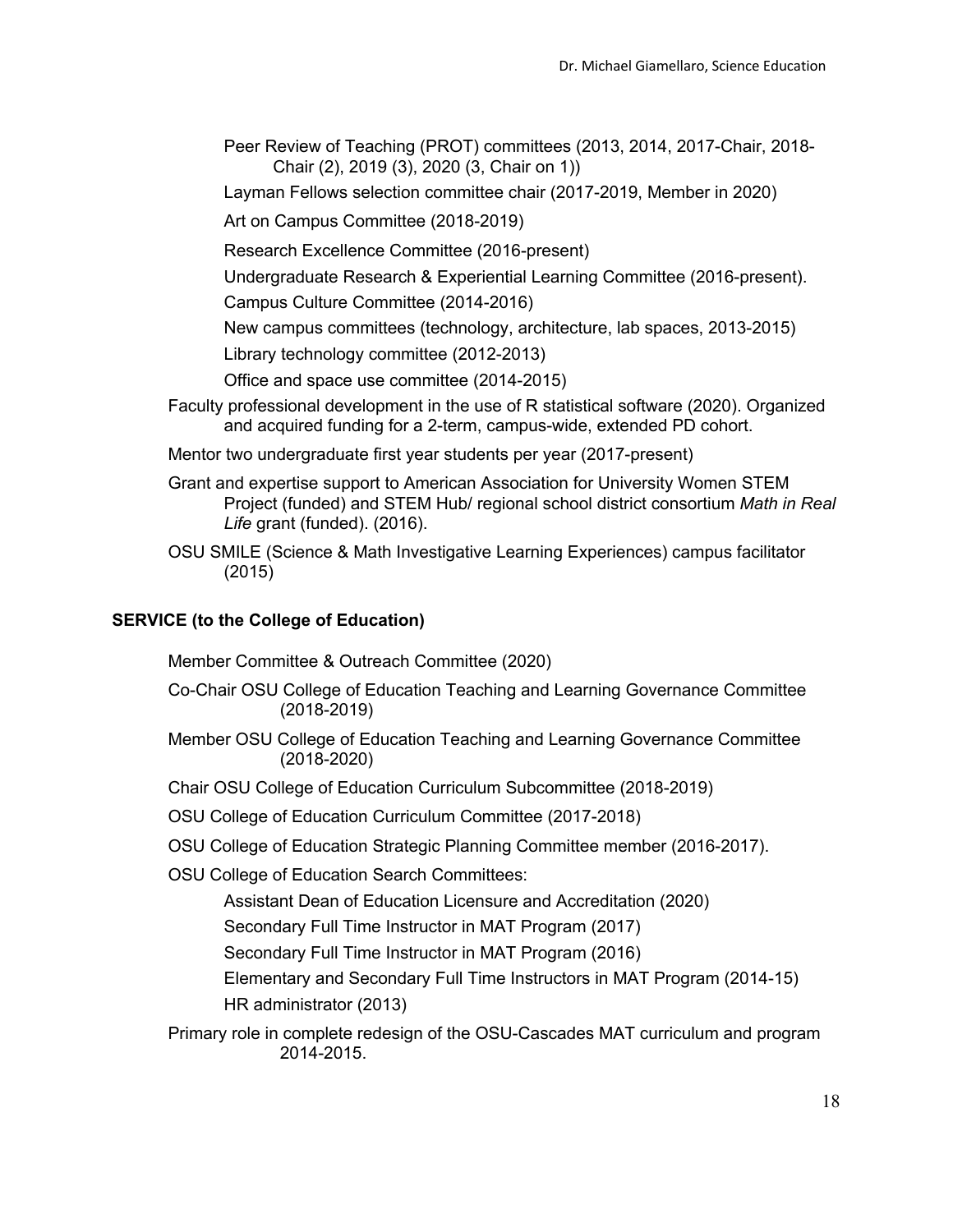- Peer Review of Teaching (PROT) committees (2013, 2014, 2017-Chair, 2018-Chair (2), 2019 (3), 2020 (3, Chair on 1))
- Layman Fellows selection committee chair (2017-2019, Member in 2020)
- Art on Campus Committee (2018-2019)
- Research Excellence Committee (2016-present)
- Undergraduate Research & Experiential Learning Committee (2016-present).
- Campus Culture Committee (2014-2016)
- New campus committees (technology, architecture, lab spaces, 2013-2015)
- Library technology committee (2012-2013)
- Office and space use committee (2014-2015)

Faculty professional development in the use of R statistical software (2020). Organized and acquired funding for a 2-term, campus-wide, extended PD cohort.

Mentor two undergraduate first year students per year (2017-present)

Grant and expertise support to American Association for University Women STEM Project (funded) and STEM Hub/ regional school district consortium *Math in Real Life* grant (funded). (2016).

OSU SMILE (Science & Math Investigative Learning Experiences) campus facilitator (2015)

**SERVICE (to the College of Education)**

Member Committee & Outreach Committee (2020)

Co-Chair OSU College of Education Teaching and Learning Governance Committee (2018-2019)

Member OSU College of Education Teaching and Learning Governance Committee (2018-2020)

Chair OSU College of Education Curriculum Subcommittee (2018-2019)

OSU College of Education Curriculum Committee (2017-2018)

OSU College of Education Strategic Planning Committee member (2016-2017).

OSU College of Education Search Committees:

- Assistant Dean of Education Licensure and Accreditation (2020)
- Secondary Full Time Instructor in MAT Program (2017)
- Secondary Full Time Instructor in MAT Program (2016)
- Elementary and Secondary Full Time Instructors in MAT Program (2014-15)
- HR administrator (2013)

Primary role in complete redesign of the OSU-Cascades MAT curriculum and program 2014-2015.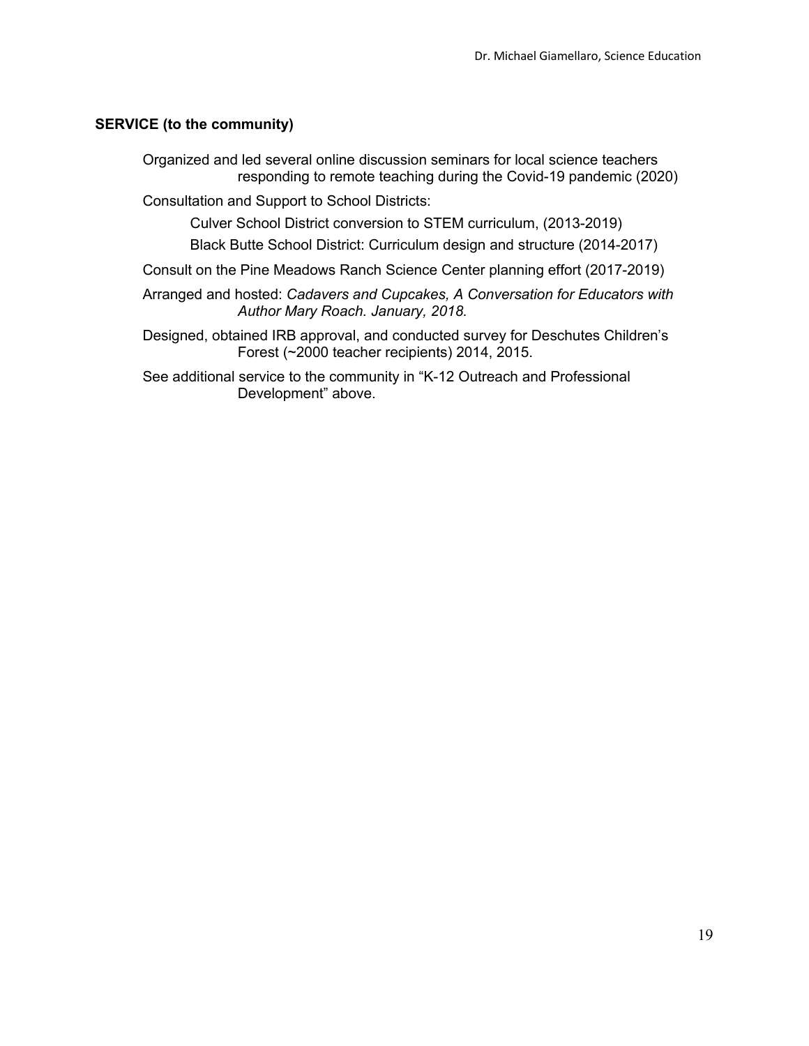**SERVICE (to the community)**

Organized and led several online discussion seminars for local science teachers responding to remote teaching during the Covid-19 pandemic (2020)

Consultation and Support to School Districts:

- Culver School District conversion to STEM curriculum, (2013-2019)
- Black Butte School District: Curriculum design and structure (2014-2017)

Consult on the Pine Meadows Ranch Science Center planning effort (2017-2019)

Arranged and hosted: *Cadavers and Cupcakes, A Conversation for Educators with Author Mary Roach. January, 2018.*

Designed, obtained IRB approval, and conducted survey for Deschutes Children's Forest (~2000 teacher recipients) 2014, 2015.

See additional service to the community in "K-12 Outreach and Professional Development" above.